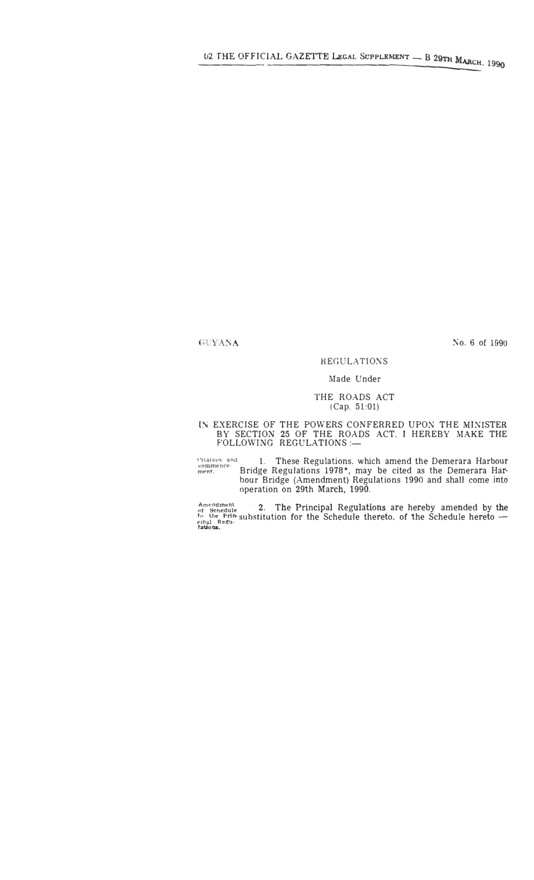GUYANA

No. 6 of 1990

REGULATIONS

Made Under

THE ROADS ACT
(Cap. 51:01)

IN EXERCISE OF THE POWERS CONFERRED UPON THE MINISTER BY SECTION 25 OF THE ROADS ACT, I HEREBY MAKE THE FOLLOWING REGULATIONS :—

Citation and commencement.

1. These Regulations, which amend the Demerara Harbour Bridge Regulations 1978*, may be cited as the Demerara Harbour Bridge (Amendment) Regulations 1990 and shall come into operation on 29th March, 1990.

Amendment of Schedule to the Principal Regulations.

2. The Principal Regulations are hereby amended by the substitution for the Schedule thereto, of the Schedule hereto —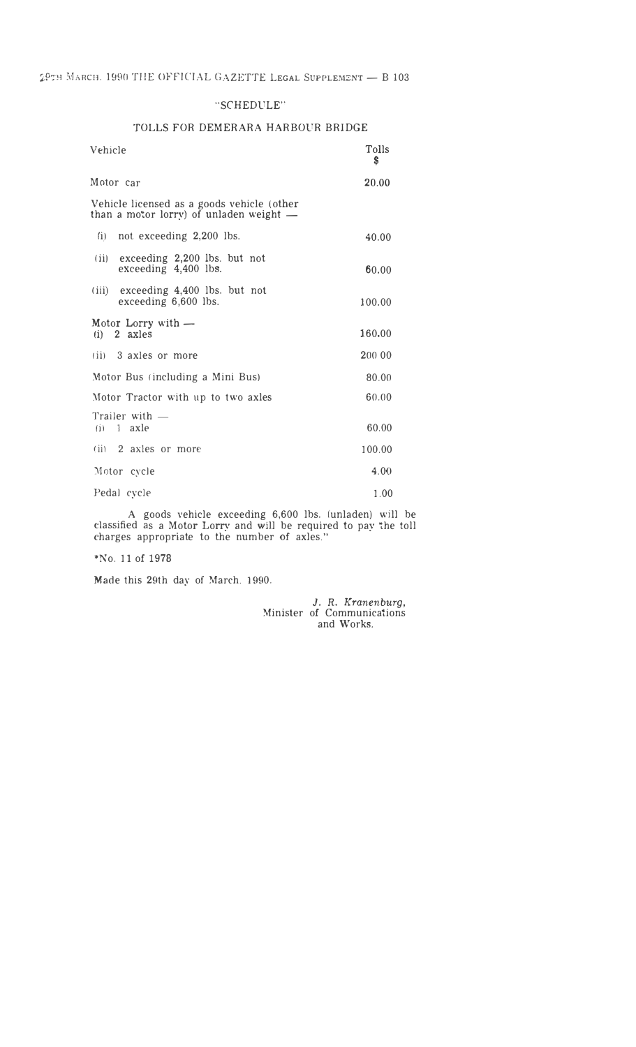"SCHEDULE"

TOLLS FOR DEMERARA HARBOUR BRIDGE

| Vehicle | Tolls $ |
|---|---|
| Motor car | 20.00 |
| Vehicle licensed as a goods vehicle (other than a motor lorry) of unladen weight — | |
| (i) not exceeding 2,200 lbs. | 40.00 |
| (ii) exceeding 2,200 lbs. but not exceeding 4,400 lbs. | 60.00 |
| (iii) exceeding 4,400 lbs. but not exceeding 6,600 lbs. | 100.00 |
| Motor Lorry with — (i) 2 axles | 160.00 |
| (ii) 3 axles or more | 200 00 |
| Motor Bus (including a Mini Bus) | 80.00 |
| Motor Tractor with up to two axles | 60.00 |
| Trailer with — (i) 1 axle | 60.00 |
| (ii) 2 axles or more | 100.00 |
| Motor cycle | 4.00 |
| Pedal cycle | 1.00 |

A goods vehicle exceeding 6,600 lbs. (unladen) will be classified as a Motor Lorry and will be required to pay the toll charges appropriate to the number of axles."

*No. 11 of 1978

Made this 29th day of March, 1990.

*J. R. Kranenburg,*
Minister of Communications and Works.